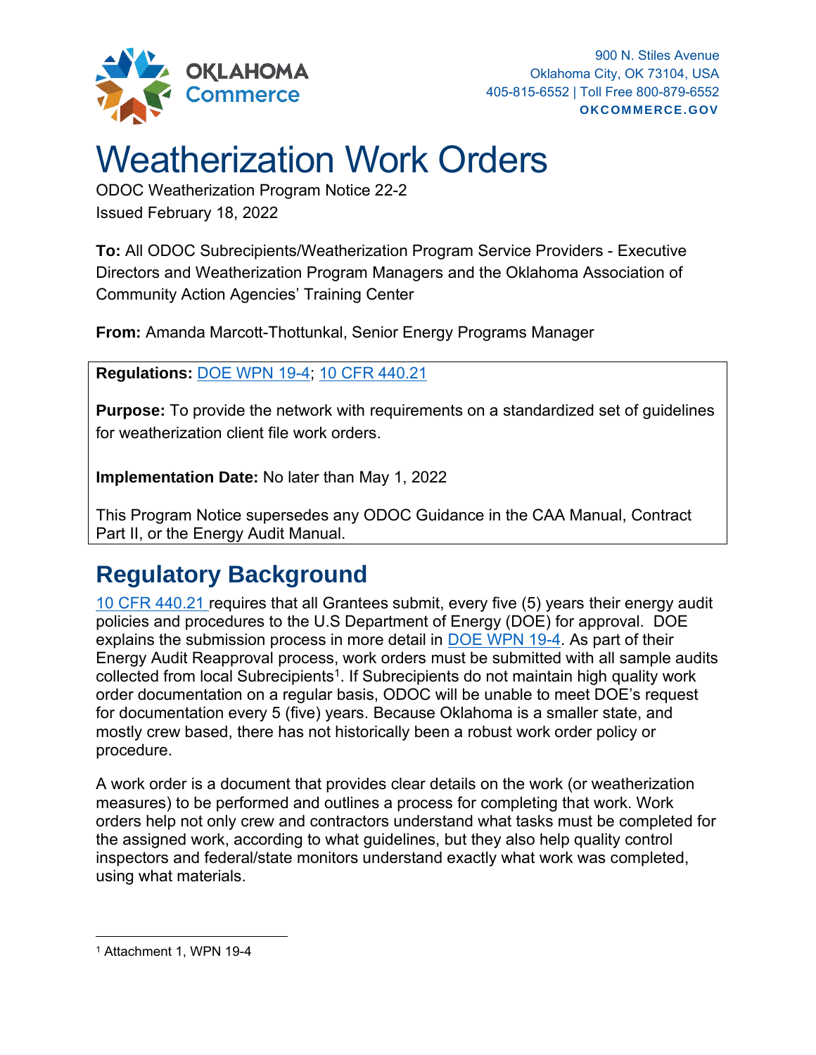OKLAHOMA Commerce

900 N. Stiles Avenue
Oklahoma City, OK 73104, USA
405-815-6552 | Toll Free 800-879-6552
OKCOMMERCE.GOV

# Weatherization Work Orders

ODOC Weatherization Program Notice 22-2
Issued February 18, 2022

**To:** All ODOC Subrecipients/Weatherization Program Service Providers - Executive Directors and Weatherization Program Managers and the Oklahoma Association of Community Action Agencies' Training Center

**From:** Amanda Marcott-Thottunkal, Senior Energy Programs Manager

**Regulations:** DOE WPN 19-4; 10 CFR 440.21

**Purpose:** To provide the network with requirements on a standardized set of guidelines for weatherization client file work orders.

**Implementation Date:** No later than May 1, 2022

This Program Notice supersedes any ODOC Guidance in the CAA Manual, Contract Part II, or the Energy Audit Manual.

## Regulatory Background

10 CFR 440.21 requires that all Grantees submit, every five (5) years their energy audit policies and procedures to the U.S Department of Energy (DOE) for approval. DOE explains the submission process in more detail in DOE WPN 19-4. As part of their Energy Audit Reapproval process, work orders must be submitted with all sample audits collected from local Subrecipients[1]. If Subrecipients do not maintain high quality work order documentation on a regular basis, ODOC will be unable to meet DOE's request for documentation every 5 (five) years. Because Oklahoma is a smaller state, and mostly crew based, there has not historically been a robust work order policy or procedure.

A work order is a document that provides clear details on the work (or weatherization measures) to be performed and outlines a process for completing that work. Work orders help not only crew and contractors understand what tasks must be completed for the assigned work, according to what guidelines, but they also help quality control inspectors and federal/state monitors understand exactly what work was completed, using what materials.

[1] Attachment 1, WPN 19-4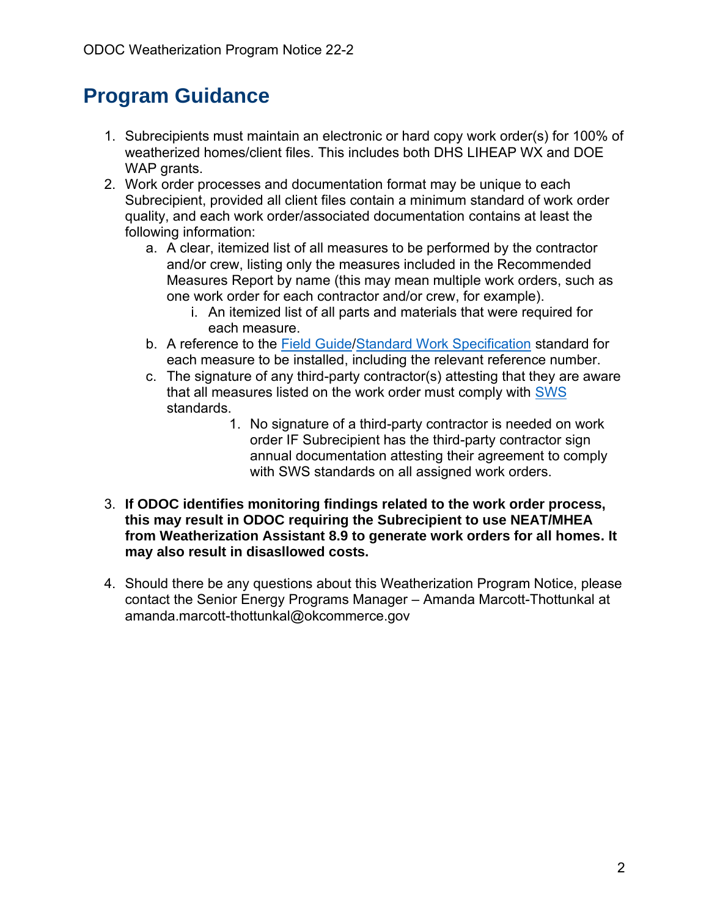# Program Guidance

1. Subrecipients must maintain an electronic or hard copy work order(s) for 100% of weatherized homes/client files. This includes both DHS LIHEAP WX and DOE WAP grants.
2. Work order processes and documentation format may be unique to each Subrecipient, provided all client files contain a minimum standard of work order quality, and each work order/associated documentation contains at least the following information:
    a. A clear, itemized list of all measures to be performed by the contractor and/or crew, listing only the measures included in the Recommended Measures Report by name (this may mean multiple work orders, such as one work order for each contractor and/or crew, for example).
        i. An itemized list of all parts and materials that were required for each measure.
    b. A reference to the Field Guide/Standard Work Specification standard for each measure to be installed, including the relevant reference number.
    c. The signature of any third-party contractor(s) attesting that they are aware that all measures listed on the work order must comply with SWS standards.
        1. No signature of a third-party contractor is needed on work order IF Subrecipient has the third-party contractor sign annual documentation attesting their agreement to comply with SWS standards on all assigned work orders.
3. **If ODOC identifies monitoring findings related to the work order process, this may result in ODOC requiring the Subrecipient to use NEAT/MHEA from Weatherization Assistant 8.9 to generate work orders for all homes. It may also result in disasllowed costs.**
4. Should there be any questions about this Weatherization Program Notice, please contact the Senior Energy Programs Manager – Amanda Marcott-Thottunkal at amanda.marcott-thottunkal@okcommerce.gov